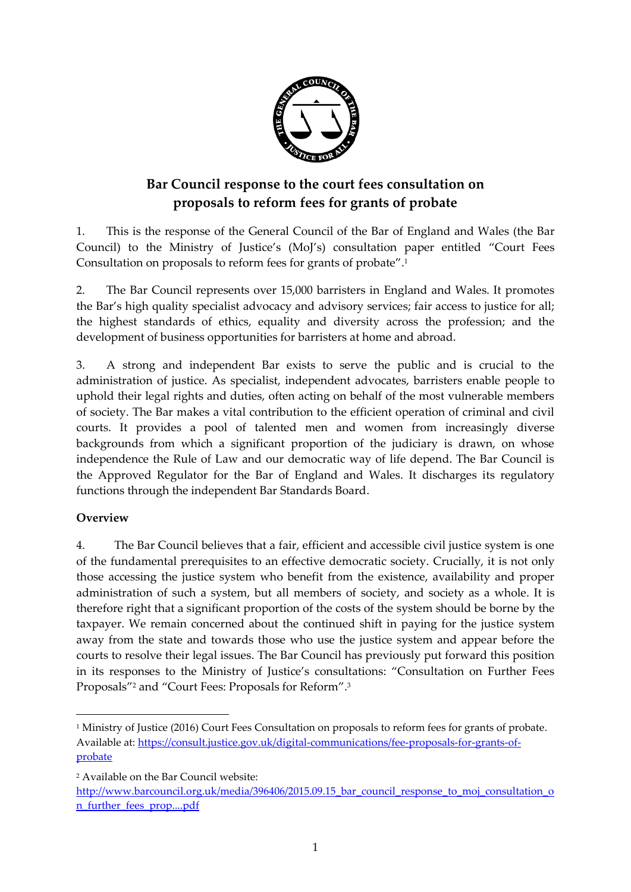# Bar Council response to the court fees consultation on proposals to reform fees for grants of probate

1. This is the response of the General Council of the Bar of England and Wales (the Bar Council) to the Ministry of Justice's (MoJ's) consultation paper entitled "Court Fees Consultation on proposals to reform fees for grants of probate".[1]

2. The Bar Council represents over 15,000 barristers in England and Wales. It promotes the Bar's high quality specialist advocacy and advisory services; fair access to justice for all; the highest standards of ethics, equality and diversity across the profession; and the development of business opportunities for barristers at home and abroad.

3. A strong and independent Bar exists to serve the public and is crucial to the administration of justice. As specialist, independent advocates, barristers enable people to uphold their legal rights and duties, often acting on behalf of the most vulnerable members of society. The Bar makes a vital contribution to the efficient operation of criminal and civil courts. It provides a pool of talented men and women from increasingly diverse backgrounds from which a significant proportion of the judiciary is drawn, on whose independence the Rule of Law and our democratic way of life depend. The Bar Council is the Approved Regulator for the Bar of England and Wales. It discharges its regulatory functions through the independent Bar Standards Board.

## Overview

4. The Bar Council believes that a fair, efficient and accessible civil justice system is one of the fundamental prerequisites to an effective democratic society. Crucially, it is not only those accessing the justice system who benefit from the existence, availability and proper administration of such a system, but all members of society, and society as a whole. It is therefore right that a significant proportion of the costs of the system should be borne by the taxpayer. We remain concerned about the continued shift in paying for the justice system away from the state and towards those who use the justice system and appear before the courts to resolve their legal issues. The Bar Council has previously put forward this position in its responses to the Ministry of Justice's consultations: "Consultation on Further Fees Proposals"[2] and "Court Fees: Proposals for Reform".[3]

---

[1] Ministry of Justice (2016) Court Fees Consultation on proposals to reform fees for grants of probate. Available at: https://consult.justice.gov.uk/digital-communications/fee-proposals-for-grants-of-probate

[2] Available on the Bar Council website: http://www.barcouncil.org.uk/media/396406/2015.09.15_bar_council_response_to_moj_consultation_on_further_fees_prop....pdf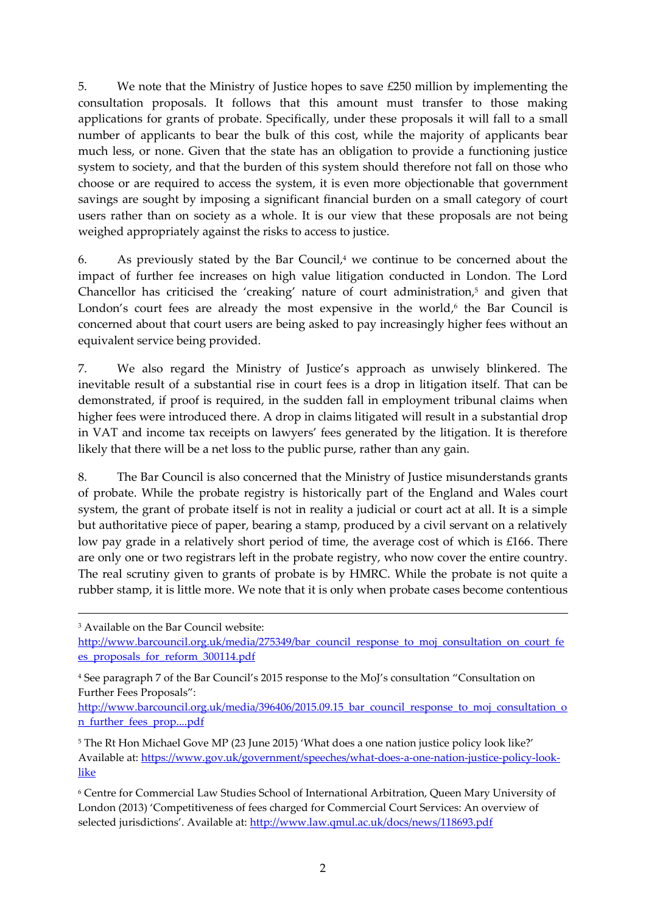5. We note that the Ministry of Justice hopes to save £250 million by implementing the consultation proposals. It follows that this amount must transfer to those making applications for grants of probate. Specifically, under these proposals it will fall to a small number of applicants to bear the bulk of this cost, while the majority of applicants bear much less, or none. Given that the state has an obligation to provide a functioning justice system to society, and that the burden of this system should therefore not fall on those who choose or are required to access the system, it is even more objectionable that government savings are sought by imposing a significant financial burden on a small category of court users rather than on society as a whole. It is our view that these proposals are not being weighed appropriately against the risks to access to justice.

6. As previously stated by the Bar Council,[4] we continue to be concerned about the impact of further fee increases on high value litigation conducted in London. The Lord Chancellor has criticised the 'creaking' nature of court administration,[5] and given that London's court fees are already the most expensive in the world,[6] the Bar Council is concerned about that court users are being asked to pay increasingly higher fees without an equivalent service being provided.

7. We also regard the Ministry of Justice's approach as unwisely blinkered. The inevitable result of a substantial rise in court fees is a drop in litigation itself. That can be demonstrated, if proof is required, in the sudden fall in employment tribunal claims when higher fees were introduced there. A drop in claims litigated will result in a substantial drop in VAT and income tax receipts on lawyers' fees generated by the litigation. It is therefore likely that there will be a net loss to the public purse, rather than any gain.

8. The Bar Council is also concerned that the Ministry of Justice misunderstands grants of probate. While the probate registry is historically part of the England and Wales court system, the grant of probate itself is not in reality a judicial or court act at all. It is a simple but authoritative piece of paper, bearing a stamp, produced by a civil servant on a relatively low pay grade in a relatively short period of time, the average cost of which is £166. There are only one or two registrars left in the probate registry, who now cover the entire country. The real scrutiny given to grants of probate is by HMRC. While the probate is not quite a rubber stamp, it is little more. We note that it is only when probate cases become contentious

---

[3] Available on the Bar Council website: http://www.barcouncil.org.uk/media/275349/bar_council_response_to_moj_consultation_on_court_fees_proposals_for_reform_300114.pdf

[4] See paragraph 7 of the Bar Council's 2015 response to the MoJ's consultation "Consultation on Further Fees Proposals": http://www.barcouncil.org.uk/media/396406/2015.09.15_bar_council_response_to_moj_consultation_on_further_fees_prop....pdf

[5] The Rt Hon Michael Gove MP (23 June 2015) 'What does a one nation justice policy look like?' Available at: https://www.gov.uk/government/speeches/what-does-a-one-nation-justice-policy-look-like

[6] Centre for Commercial Law Studies School of International Arbitration, Queen Mary University of London (2013) 'Competitiveness of fees charged for Commercial Court Services: An overview of selected jurisdictions'. Available at: http://www.law.qmul.ac.uk/docs/news/118693.pdf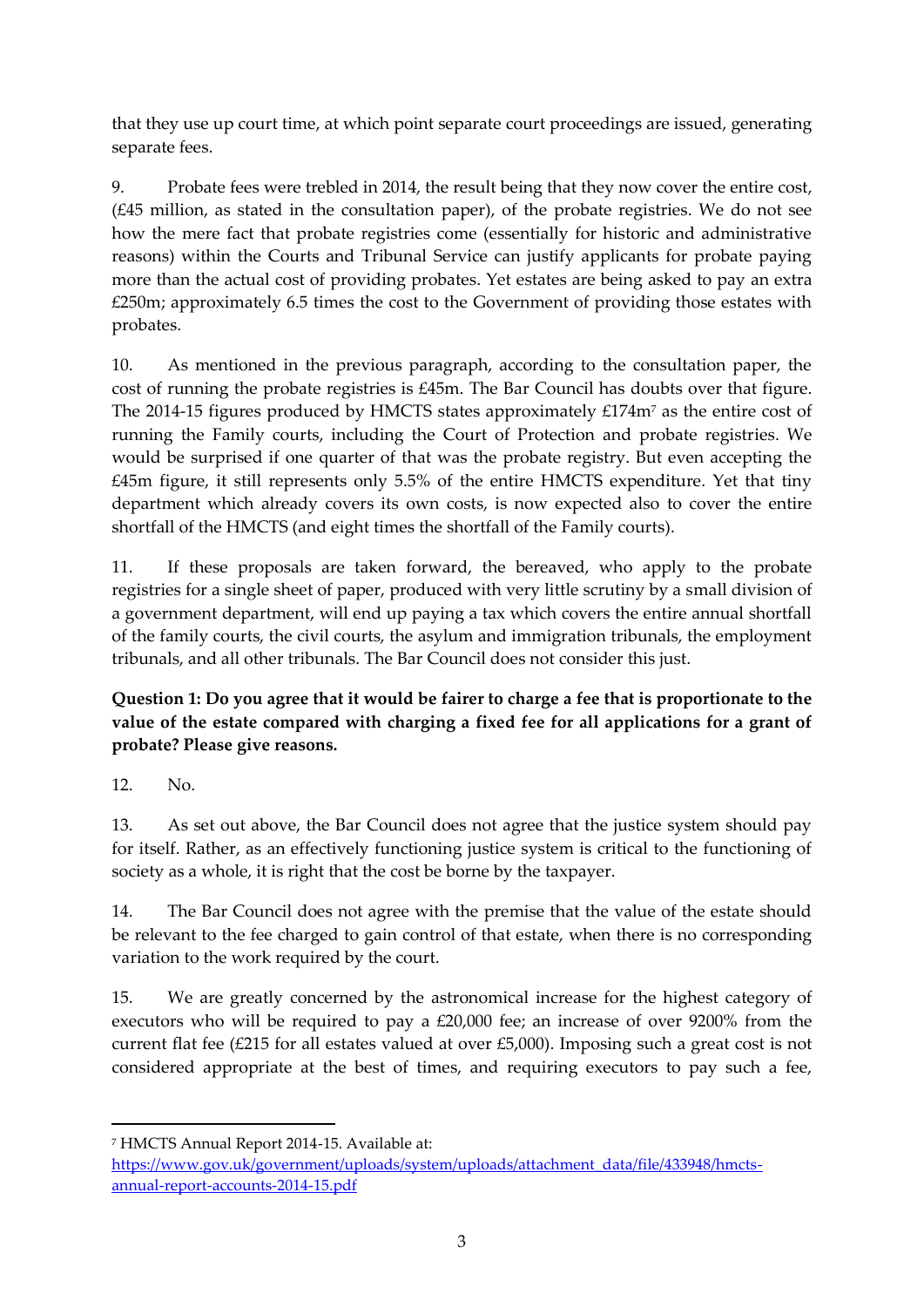that they use up court time, at which point separate court proceedings are issued, generating separate fees.

9. Probate fees were trebled in 2014, the result being that they now cover the entire cost, (£45 million, as stated in the consultation paper), of the probate registries. We do not see how the mere fact that probate registries come (essentially for historic and administrative reasons) within the Courts and Tribunal Service can justify applicants for probate paying more than the actual cost of providing probates. Yet estates are being asked to pay an extra £250m; approximately 6.5 times the cost to the Government of providing those estates with probates.

10. As mentioned in the previous paragraph, according to the consultation paper, the cost of running the probate registries is £45m. The Bar Council has doubts over that figure. The 2014-15 figures produced by HMCTS states approximately £174m[7] as the entire cost of running the Family courts, including the Court of Protection and probate registries. We would be surprised if one quarter of that was the probate registry. But even accepting the £45m figure, it still represents only 5.5% of the entire HMCTS expenditure. Yet that tiny department which already covers its own costs, is now expected also to cover the entire shortfall of the HMCTS (and eight times the shortfall of the Family courts).

11. If these proposals are taken forward, the bereaved, who apply to the probate registries for a single sheet of paper, produced with very little scrutiny by a small division of a government department, will end up paying a tax which covers the entire annual shortfall of the family courts, the civil courts, the asylum and immigration tribunals, the employment tribunals, and all other tribunals. The Bar Council does not consider this just.

**Question 1: Do you agree that it would be fairer to charge a fee that is proportionate to the value of the estate compared with charging a fixed fee for all applications for a grant of probate? Please give reasons.**

12. No.

13. As set out above, the Bar Council does not agree that the justice system should pay for itself. Rather, as an effectively functioning justice system is critical to the functioning of society as a whole, it is right that the cost be borne by the taxpayer.

14. The Bar Council does not agree with the premise that the value of the estate should be relevant to the fee charged to gain control of that estate, when there is no corresponding variation to the work required by the court.

15. We are greatly concerned by the astronomical increase for the highest category of executors who will be required to pay a £20,000 fee; an increase of over 9200% from the current flat fee (£215 for all estates valued at over £5,000). Imposing such a great cost is not considered appropriate at the best of times, and requiring executors to pay such a fee,

---

[7] HMCTS Annual Report 2014-15. Available at: https://www.gov.uk/government/uploads/system/uploads/attachment_data/file/433948/hmcts-annual-report-accounts-2014-15.pdf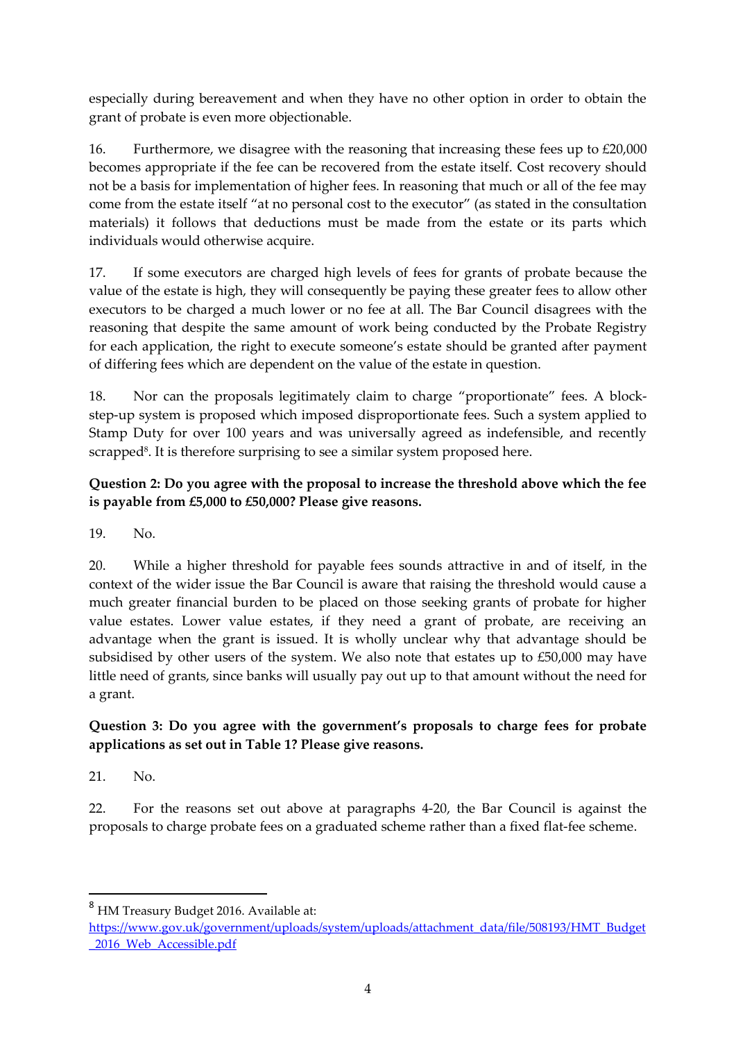especially during bereavement and when they have no other option in order to obtain the grant of probate is even more objectionable.

16. Furthermore, we disagree with the reasoning that increasing these fees up to £20,000 becomes appropriate if the fee can be recovered from the estate itself. Cost recovery should not be a basis for implementation of higher fees. In reasoning that much or all of the fee may come from the estate itself "at no personal cost to the executor" (as stated in the consultation materials) it follows that deductions must be made from the estate or its parts which individuals would otherwise acquire.

17. If some executors are charged high levels of fees for grants of probate because the value of the estate is high, they will consequently be paying these greater fees to allow other executors to be charged a much lower or no fee at all. The Bar Council disagrees with the reasoning that despite the same amount of work being conducted by the Probate Registry for each application, the right to execute someone's estate should be granted after payment of differing fees which are dependent on the value of the estate in question.

18. Nor can the proposals legitimately claim to charge "proportionate" fees. A block-step-up system is proposed which imposed disproportionate fees. Such a system applied to Stamp Duty for over 100 years and was universally agreed as indefensible, and recently scrapped[8]. It is therefore surprising to see a similar system proposed here.

**Question 2: Do you agree with the proposal to increase the threshold above which the fee is payable from £5,000 to £50,000? Please give reasons.**

19. No.

20. While a higher threshold for payable fees sounds attractive in and of itself, in the context of the wider issue the Bar Council is aware that raising the threshold would cause a much greater financial burden to be placed on those seeking grants of probate for higher value estates. Lower value estates, if they need a grant of probate, are receiving an advantage when the grant is issued. It is wholly unclear why that advantage should be subsidised by other users of the system. We also note that estates up to £50,000 may have little need of grants, since banks will usually pay out up to that amount without the need for a grant.

**Question 3: Do you agree with the government's proposals to charge fees for probate applications as set out in Table 1? Please give reasons.**

21. No.

22. For the reasons set out above at paragraphs 4-20, the Bar Council is against the proposals to charge probate fees on a graduated scheme rather than a fixed flat-fee scheme.

---

[8] HM Treasury Budget 2016. Available at: https://www.gov.uk/government/uploads/system/uploads/attachment_data/file/508193/HMT_Budget_2016_Web_Accessible.pdf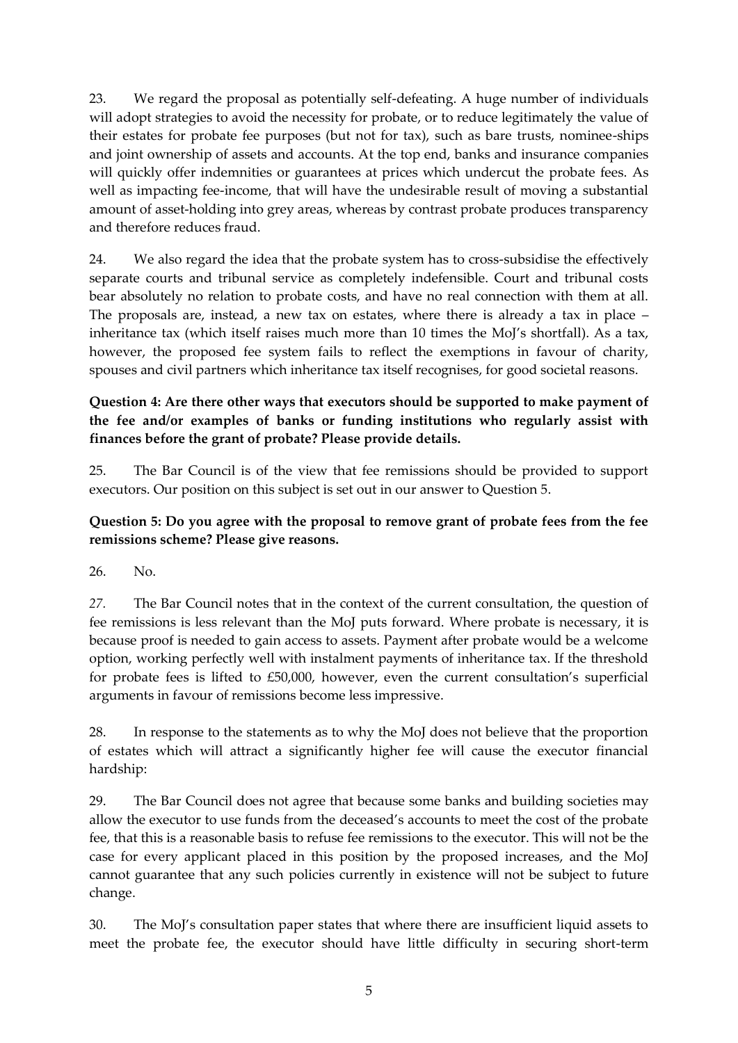23. We regard the proposal as potentially self-defeating. A huge number of individuals will adopt strategies to avoid the necessity for probate, or to reduce legitimately the value of their estates for probate fee purposes (but not for tax), such as bare trusts, nominee-ships and joint ownership of assets and accounts. At the top end, banks and insurance companies will quickly offer indemnities or guarantees at prices which undercut the probate fees. As well as impacting fee-income, that will have the undesirable result of moving a substantial amount of asset-holding into grey areas, whereas by contrast probate produces transparency and therefore reduces fraud.

24. We also regard the idea that the probate system has to cross-subsidise the effectively separate courts and tribunal service as completely indefensible. Court and tribunal costs bear absolutely no relation to probate costs, and have no real connection with them at all. The proposals are, instead, a new tax on estates, where there is already a tax in place – inheritance tax (which itself raises much more than 10 times the MoJ's shortfall). As a tax, however, the proposed fee system fails to reflect the exemptions in favour of charity, spouses and civil partners which inheritance tax itself recognises, for good societal reasons.

**Question 4: Are there other ways that executors should be supported to make payment of the fee and/or examples of banks or funding institutions who regularly assist with finances before the grant of probate? Please provide details.**

25. The Bar Council is of the view that fee remissions should be provided to support executors. Our position on this subject is set out in our answer to Question 5.

**Question 5: Do you agree with the proposal to remove grant of probate fees from the fee remissions scheme? Please give reasons.**

26. No.

*27.* The Bar Council notes that in the context of the current consultation, the question of fee remissions is less relevant than the MoJ puts forward. Where probate is necessary, it is because proof is needed to gain access to assets. Payment after probate would be a welcome option, working perfectly well with instalment payments of inheritance tax. If the threshold for probate fees is lifted to £50,000, however, even the current consultation's superficial arguments in favour of remissions become less impressive.

28. In response to the statements as to why the MoJ does not believe that the proportion of estates which will attract a significantly higher fee will cause the executor financial hardship:

29. The Bar Council does not agree that because some banks and building societies may allow the executor to use funds from the deceased's accounts to meet the cost of the probate fee, that this is a reasonable basis to refuse fee remissions to the executor. This will not be the case for every applicant placed in this position by the proposed increases, and the MoJ cannot guarantee that any such policies currently in existence will not be subject to future change.

30. The MoJ's consultation paper states that where there are insufficient liquid assets to meet the probate fee, the executor should have little difficulty in securing short-term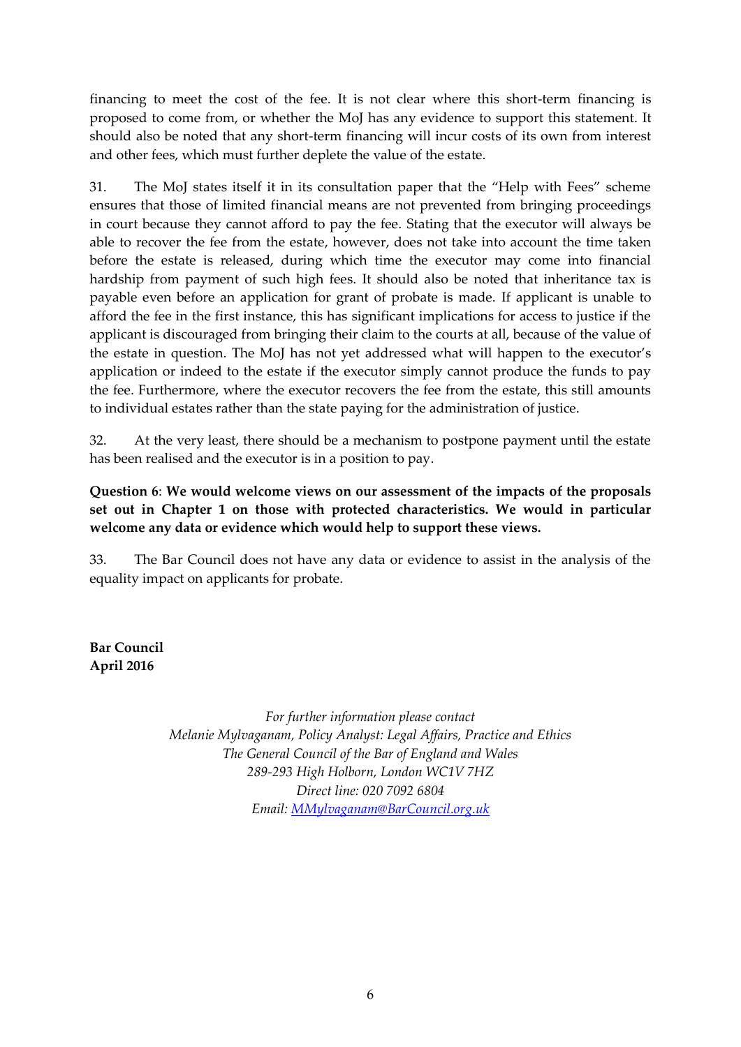financing to meet the cost of the fee. It is not clear where this short-term financing is proposed to come from, or whether the MoJ has any evidence to support this statement. It should also be noted that any short-term financing will incur costs of its own from interest and other fees, which must further deplete the value of the estate.

31. The MoJ states itself it in its consultation paper that the "Help with Fees" scheme ensures that those of limited financial means are not prevented from bringing proceedings in court because they cannot afford to pay the fee. Stating that the executor will always be able to recover the fee from the estate, however, does not take into account the time taken before the estate is released, during which time the executor may come into financial hardship from payment of such high fees. It should also be noted that inheritance tax is payable even before an application for grant of probate is made. If applicant is unable to afford the fee in the first instance, this has significant implications for access to justice if the applicant is discouraged from bringing their claim to the courts at all, because of the value of the estate in question. The MoJ has not yet addressed what will happen to the executor's application or indeed to the estate if the executor simply cannot produce the funds to pay the fee. Furthermore, where the executor recovers the fee from the estate, this still amounts to individual estates rather than the state paying for the administration of justice.

32. At the very least, there should be a mechanism to postpone payment until the estate has been realised and the executor is in a position to pay.

**Question 6**: **We would welcome views on our assessment of the impacts of the proposals set out in Chapter 1 on those with protected characteristics. We would in particular welcome any data or evidence which would help to support these views.**

33. The Bar Council does not have any data or evidence to assist in the analysis of the equality impact on applicants for probate.

**Bar Council**
**April 2016**

*For further information please contact*
*Melanie Mylvaganam, Policy Analyst: Legal Affairs, Practice and Ethics*
*The General Council of the Bar of England and Wales*
*289-293 High Holborn, London WC1V 7HZ*
*Direct line: 020 7092 6804*
*Email: MMylvaganam@BarCouncil.org.uk*